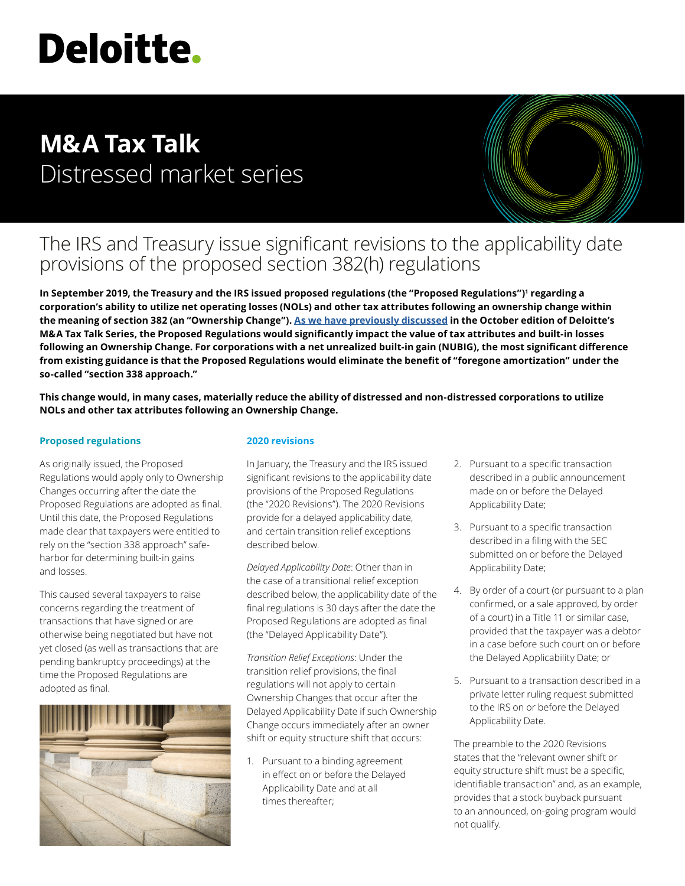# Deloitte.

# M&A Tax Talk
## Distressed market series

## The IRS and Treasury issue significant revisions to the applicability date provisions of the proposed section 382(h) regulations

**In September 2019, the Treasury and the IRS issued proposed regulations (the "Proposed Regulations")[1] regarding a corporation's ability to utilize net operating losses (NOLs) and other tax attributes following an ownership change within the meaning of section 382 (an "Ownership Change"). As we have previously discussed in the October edition of Deloitte's M&A Tax Talk Series, the Proposed Regulations would significantly impact the value of tax attributes and built-in losses following an Ownership Change. For corporations with a net unrealized built-in gain (NUBIG), the most significant difference from existing guidance is that the Proposed Regulations would eliminate the benefit of "foregone amortization" under the so-called "section 338 approach."**

**This change would, in many cases, materially reduce the ability of distressed and non-distressed corporations to utilize NOLs and other tax attributes following an Ownership Change.**

### Proposed regulations

As originally issued, the Proposed Regulations would apply only to Ownership Changes occurring after the date the Proposed Regulations are adopted as final. Until this date, the Proposed Regulations made clear that taxpayers were entitled to rely on the "section 338 approach" safe-harbor for determining built-in gains and losses.

This caused several taxpayers to raise concerns regarding the treatment of transactions that have signed or are otherwise being negotiated but have not yet closed (as well as transactions that are pending bankruptcy proceedings) at the time the Proposed Regulations are adopted as final.

### 2020 revisions

In January, the Treasury and the IRS issued significant revisions to the applicability date provisions of the Proposed Regulations (the "2020 Revisions"). The 2020 Revisions provide for a delayed applicability date, and certain transition relief exceptions described below.

*Delayed Applicability Date*: Other than in the case of a transitional relief exception described below, the applicability date of the final regulations is 30 days after the date the Proposed Regulations are adopted as final (the "Delayed Applicability Date").

*Transition Relief Exceptions*: Under the transition relief provisions, the final regulations will not apply to certain Ownership Changes that occur after the Delayed Applicability Date if such Ownership Change occurs immediately after an owner shift or equity structure shift that occurs:

1. Pursuant to a binding agreement in effect on or before the Delayed Applicability Date and at all times thereafter;
2. Pursuant to a specific transaction described in a public announcement made on or before the Delayed Applicability Date;
3. Pursuant to a specific transaction described in a filing with the SEC submitted on or before the Delayed Applicability Date;
4. By order of a court (or pursuant to a plan confirmed, or a sale approved, by order of a court) in a Title 11 or similar case, provided that the taxpayer was a debtor in a case before such court on or before the Delayed Applicability Date; or
5. Pursuant to a transaction described in a private letter ruling request submitted to the IRS on or before the Delayed Applicability Date.

The preamble to the 2020 Revisions states that the "relevant owner shift or equity structure shift must be a specific, identifiable transaction" and, as an example, provides that a stock buyback pursuant to an announced, on-going program would not qualify.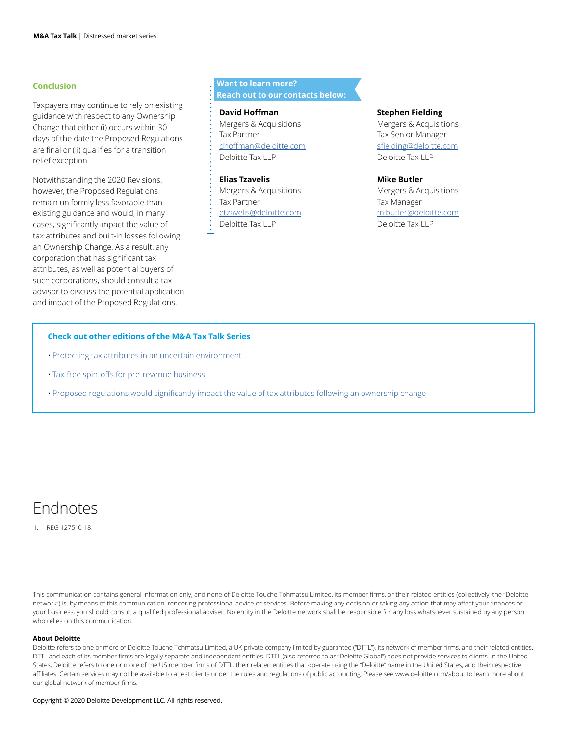## Conclusion

Taxpayers may continue to rely on existing guidance with respect to any Ownership Change that either (i) occurs within 30 days of the date the Proposed Regulations are final or (ii) qualifies for a transition relief exception.

Notwithstanding the 2020 Revisions, however, the Proposed Regulations remain uniformly less favorable than existing guidance and would, in many cases, significantly impact the value of tax attributes and built-in losses following an Ownership Change. As a result, any corporation that has significant tax attributes, as well as potential buyers of such corporations, should consult a tax advisor to discuss the potential application and impact of the Proposed Regulations.

**Want to learn more? Reach out to our contacts below:**

**David Hoffman**
Mergers & Acquisitions
Tax Partner
dhoffman@deloitte.com
Deloitte Tax LLP

**Elias Tzavelis**
Mergers & Acquisitions
Tax Partner
etzavelis@deloitte.com
Deloitte Tax LLP

**Stephen Fielding**
Mergers & Acquisitions
Tax Senior Manager
sfielding@deloitte.com
Deloitte Tax LLP

**Mike Butler**
Mergers & Acquisitions
Tax Manager
mibutler@deloitte.com
Deloitte Tax LLP

**Check out other editions of the M&A Tax Talk Series**

- Protecting tax attributes in an uncertain environment
- Tax-free spin-offs for pre-revenue business
- Proposed regulations would significantly impact the value of tax attributes following an ownership change

# Endnotes

1. REG-127510-18.

This communication contains general information only, and none of Deloitte Touche Tohmatsu Limited, its member firms, or their related entities (collectively, the "Deloitte network") is, by means of this communication, rendering professional advice or services. Before making any decision or taking any action that may affect your finances or your business, you should consult a qualified professional adviser. No entity in the Deloitte network shall be responsible for any loss whatsoever sustained by any person who relies on this communication.

**About Deloitte**

Deloitte refers to one or more of Deloitte Touche Tohmatsu Limited, a UK private company limited by guarantee ("DTTL"), its network of member firms, and their related entities. DTTL and each of its member firms are legally separate and independent entities. DTTL (also referred to as "Deloitte Global") does not provide services to clients. In the United States, Deloitte refers to one or more of the US member firms of DTTL, their related entities that operate using the "Deloitte" name in the United States, and their respective affiliates. Certain services may not be available to attest clients under the rules and regulations of public accounting. Please see www.deloitte.com/about to learn more about our global network of member firms.

Copyright © 2020 Deloitte Development LLC. All rights reserved.